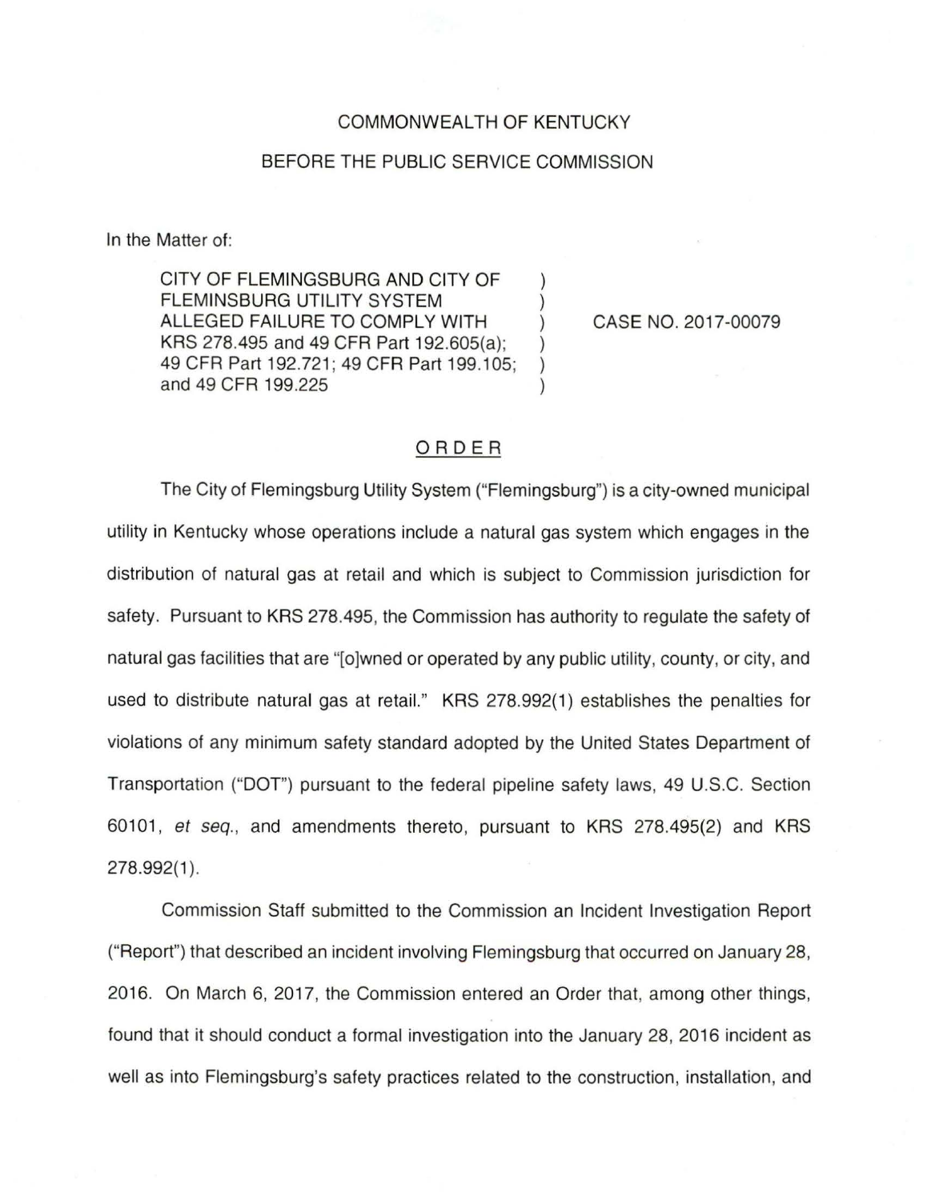COMMONWEALTH OF KENTUCKY

BEFORE THE PUBLIC SERVICE COMMISSION

In the Matter of:

| | | |
|---|---|---|
| CITY OF FLEMINGSBURG AND CITY OF FLEMINSBURG UTILITY SYSTEM ALLEGED FAILURE TO COMPLY WITH KRS 278.495 and 49 CFR Part 192.605(a); 49 CFR Part 192.721; 49 CFR Part 199.105; and 49 CFR 199.225 | ) | CASE NO. 2017-00079 |

## ORDER

The City of Flemingsburg Utility System ("Flemingsburg") is a city-owned municipal utility in Kentucky whose operations include a natural gas system which engages in the distribution of natural gas at retail and which is subject to Commission jurisdiction for safety. Pursuant to KRS 278.495, the Commission has authority to regulate the safety of natural gas facilities that are "[o]wned or operated by any public utility, county, or city, and used to distribute natural gas at retail." KRS 278.992(1) establishes the penalties for violations of any minimum safety standard adopted by the United States Department of Transportation ("DOT") pursuant to the federal pipeline safety laws, 49 U.S.C. Section 60101, *et seq.*, and amendments thereto, pursuant to KRS 278.495(2) and KRS 278.992(1).

Commission Staff submitted to the Commission an Incident Investigation Report ("Report") that described an incident involving Flemingsburg that occurred on January 28, 2016. On March 6, 2017, the Commission entered an Order that, among other things, found that it should conduct a formal investigation into the January 28, 2016 incident as well as into Flemingsburg's safety practices related to the construction, installation, and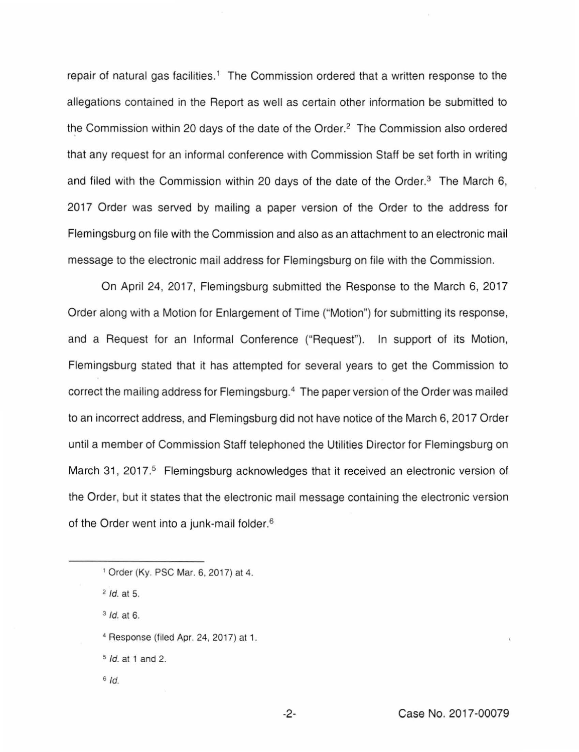repair of natural gas facilities.[1] The Commission ordered that a written response to the allegations contained in the Report as well as certain other information be submitted to the Commission within 20 days of the date of the Order.[2] The Commission also ordered that any request for an informal conference with Commission Staff be set forth in writing and filed with the Commission within 20 days of the date of the Order.[3] The March 6, 2017 Order was served by mailing a paper version of the Order to the address for Flemingsburg on file with the Commission and also as an attachment to an electronic mail message to the electronic mail address for Flemingsburg on file with the Commission.

On April 24, 2017, Flemingsburg submitted the Response to the March 6, 2017 Order along with a Motion for Enlargement of Time ("Motion") for submitting its response, and a Request for an Informal Conference ("Request"). In support of its Motion, Flemingsburg stated that it has attempted for several years to get the Commission to correct the mailing address for Flemingsburg.[4] The paper version of the Order was mailed to an incorrect address, and Flemingsburg did not have notice of the March 6, 2017 Order until a member of Commission Staff telephoned the Utilities Director for Flemingsburg on March 31, 2017.[5] Flemingsburg acknowledges that it received an electronic version of the Order, but it states that the electronic mail message containing the electronic version of the Order went into a junk-mail folder.[6]

---

[1] Order (Ky. PSC Mar. 6, 2017) at 4.

[2] *Id.* at 5.

[3] *Id.* at 6.

[4] Response (filed Apr. 24, 2017) at 1.

[5] *Id.* at 1 and 2.

[6] *Id.*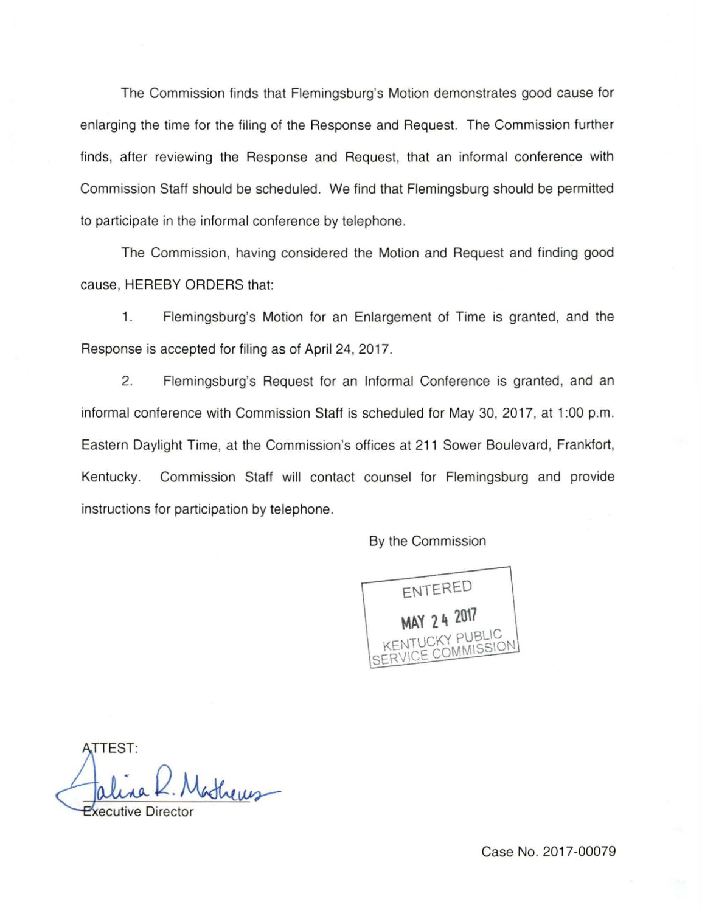The Commission finds that Flemingsburg's Motion demonstrates good cause for enlarging the time for the filing of the Response and Request. The Commission further finds, after reviewing the Response and Request, that an informal conference with Commission Staff should be scheduled. We find that Flemingsburg should be permitted to participate in the informal conference by telephone.

The Commission, having considered the Motion and Request and finding good cause, HEREBY ORDERS that:

1. Flemingsburg's Motion for an Enlargement of Time is granted, and the Response is accepted for filing as of April 24, 2017.

2. Flemingsburg's Request for an Informal Conference is granted, and an informal conference with Commission Staff is scheduled for May 30, 2017, at 1:00 p.m. Eastern Daylight Time, at the Commission's offices at 211 Sower Boulevard, Frankfort, Kentucky. Commission Staff will contact counsel for Flemingsburg and provide instructions for participation by telephone.

By the Commission

ENTERED
MAY 24 2017
KENTUCKY PUBLIC SERVICE COMMISSION

ATTEST:

Talina R. Mathews

Executive Director

Case No. 2017-00079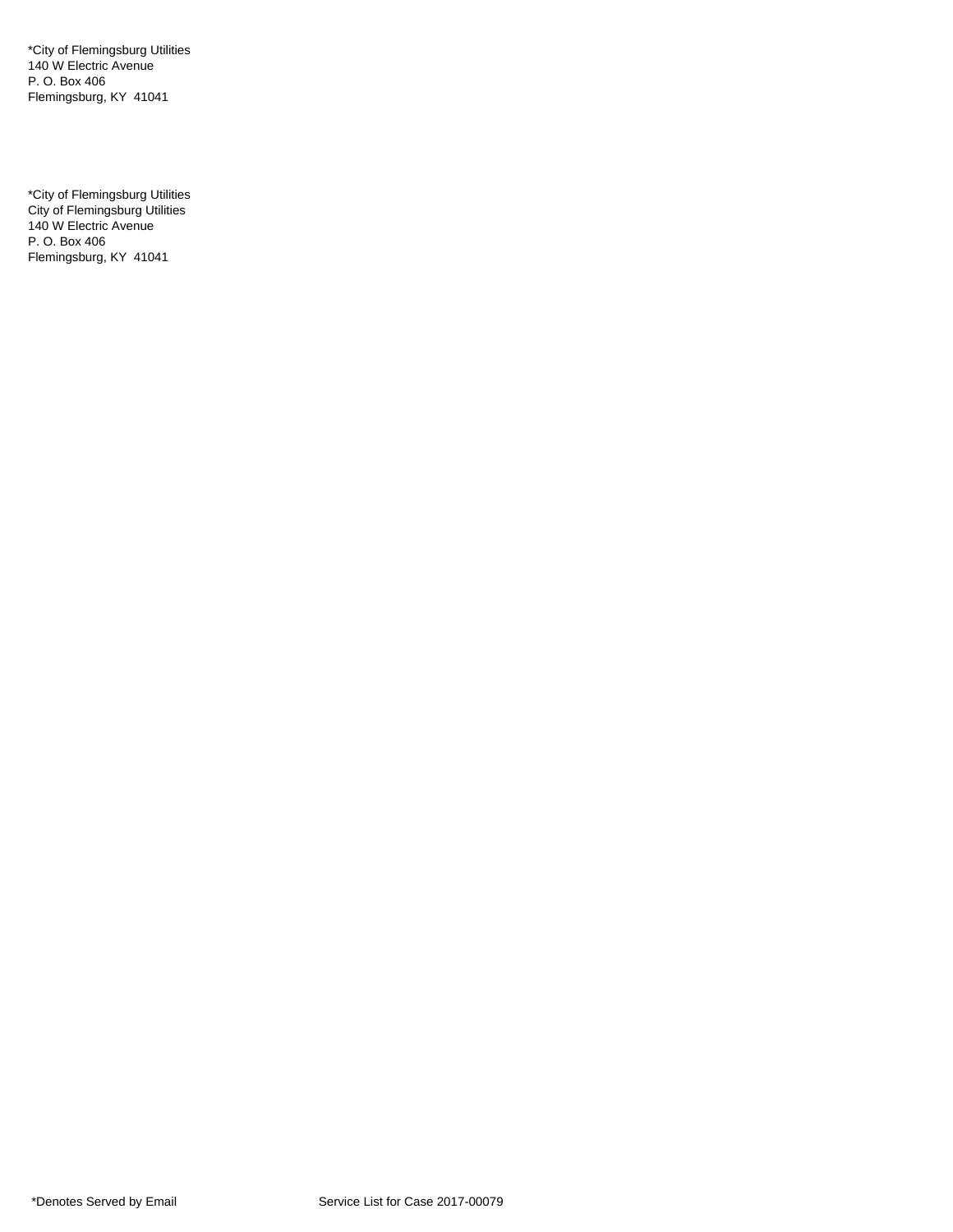*City of Flemingsburg Utilities
140 W Electric Avenue
P. O. Box 406
Flemingsburg, KY  41041

*City of Flemingsburg Utilities
City of Flemingsburg Utilities
140 W Electric Avenue
P. O. Box 406
Flemingsburg, KY  41041